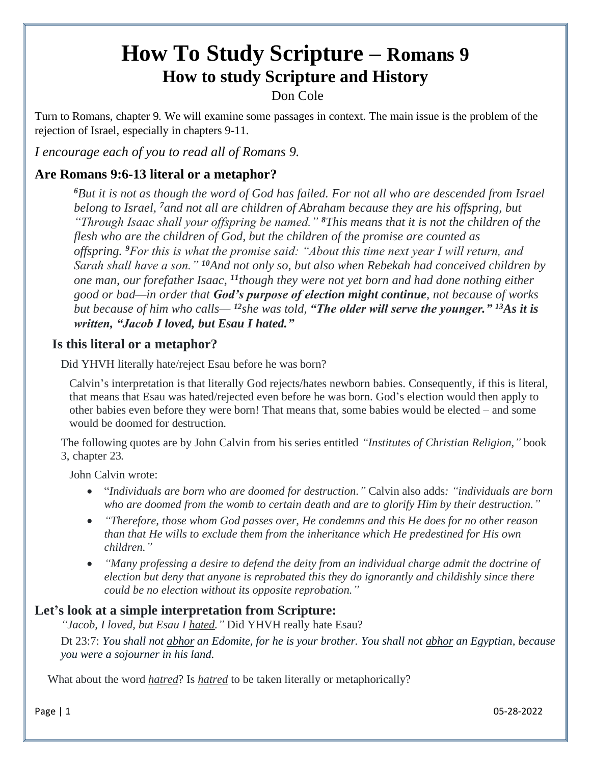# How To Study Scripture – Romans 9

## How to study Scripture and History

Don Cole

Turn to Romans, chapter 9. We will examine some passages in context. The main issue is the problem of the rejection of Israel, especially in chapters 9-11.

*I encourage each of you to read all of Romans 9.*

### Are Romans 9:6-13 literal or a metaphor?

> *[6]But it is not as though the word of God has failed. For not all who are descended from Israel belong to Israel, [7]and not all are children of Abraham because they are his offspring, but "Through Isaac shall your offspring be named." [8]This means that it is not the children of the flesh who are the children of God, but the children of the promise are counted as offspring. [9]For this is what the promise said: "About this time next year I will return, and Sarah shall have a son." [10]And not only so, but also when Rebekah had conceived children by one man, our forefather Isaac, [11]though they were not yet born and had done nothing either good or bad—in order that* ***God's purpose of election might continue****, not because of works but because of him who calls— [12]she was told,* ***"The older will serve the younger." [13]As it is written, "Jacob I loved, but Esau I hated."***

### Is this literal or a metaphor?

Did YHVH literally hate/reject Esau before he was born?

Calvin's interpretation is that literally God rejects/hates newborn babies. Consequently, if this is literal, that means that Esau was hated/rejected even before he was born. God's election would then apply to other babies even before they were born! That means that, some babies would be elected – and some would be doomed for destruction.

The following quotes are by John Calvin from his series entitled *"Institutes of Christian Religion,"* book 3, chapter 23.

John Calvin wrote:

- "*Individuals are born who are doomed for destruction."* Calvin also adds*: "individuals are born who are doomed from the womb to certain death and are to glorify Him by their destruction."*
- *"Therefore, those whom God passes over, He condemns and this He does for no other reason than that He wills to exclude them from the inheritance which He predestined for His own children."*
- *"Many professing a desire to defend the deity from an individual charge admit the doctrine of election but deny that anyone is reprobated this they do ignorantly and childishly since there could be no election without its opposite reprobation."*

### Let's look at a simple interpretation from Scripture:

*"Jacob, I loved, but Esau I <u>hated</u>."* Did YHVH really hate Esau?

Dt 23:7: *You shall not <u>abhor</u> an Edomite, for he is your brother. You shall not <u>abhor</u> an Egyptian, because you were a sojourner in his land.*

What about the word *<u>hatred</u>*? Is *<u>hatred</u>* to be taken literally or metaphorically?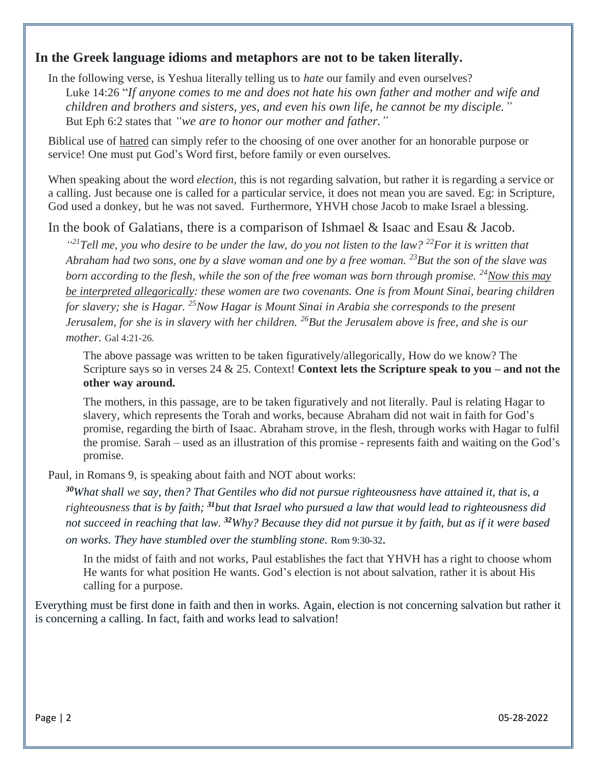## In the Greek language idioms and metaphors are not to be taken literally.

In the following verse, is Yeshua literally telling us to *hate* our family and even ourselves?

Luke 14:26 "*If anyone comes to me and does not hate his own father and mother and wife and children and brothers and sisters, yes, and even his own life, he cannot be my disciple."*

But Eph 6:2 states that *"we are to honor our mother and father."*

Biblical use of <u>hatred</u> can simply refer to the choosing of one over another for an honorable purpose or service! One must put God's Word first, before family or even ourselves.

When speaking about the word *election*, this is not regarding salvation, but rather it is regarding a service or a calling. Just because one is called for a particular service, it does not mean you are saved. Eg: in Scripture, God used a donkey, but he was not saved. Furthermore, YHVH chose Jacob to make Israel a blessing.

In the book of Galatians, there is a comparison of Ishmael & Isaac and Esau & Jacob.

*"[21]Tell me, you who desire to be under the law, do you not listen to the law? [22]For it is written that Abraham had two sons, one by a slave woman and one by a free woman. [23]But the son of the slave was born according to the flesh, while the son of the free woman was born through promise. [24]<u>Now this may be interpreted allegorically</u>: these women are two covenants. One is from Mount Sinai, bearing children for slavery; she is Hagar. [25]Now Hagar is Mount Sinai in Arabia she corresponds to the present Jerusalem, for she is in slavery with her children. [26]But the Jerusalem above is free, and she is our mother.* Gal 4:21-26.

The above passage was written to be taken figuratively/allegorically, How do we know? The Scripture says so in verses 24 & 25. Context! **Context lets the Scripture speak to you – and not the other way around.**

The mothers, in this passage, are to be taken figuratively and not literally. Paul is relating Hagar to slavery, which represents the Torah and works, because Abraham did not wait in faith for God's promise, regarding the birth of Isaac. Abraham strove, in the flesh, through works with Hagar to fulfil the promise. Sarah – used as an illustration of this promise - represents faith and waiting on the God's promise.

Paul, in Romans 9, is speaking about faith and NOT about works:

***[30]****What shall we say, then? That Gentiles who did not pursue righteousness have attained it, that is, a righteousness that is by faith;* ***[31]****but that Israel who pursued a law that would lead to righteousness did not succeed in reaching that law.* ***[32]****Why? Because they did not pursue it by faith, but as if it were based on works. They have stumbled over the stumbling stone.* Rom 9:30-32**.**

In the midst of faith and not works, Paul establishes the fact that YHVH has a right to choose whom He wants for what position He wants. God's election is not about salvation, rather it is about His calling for a purpose.

Everything must be first done in faith and then in works. Again, election is not concerning salvation but rather it is concerning a calling. In fact, faith and works lead to salvation!